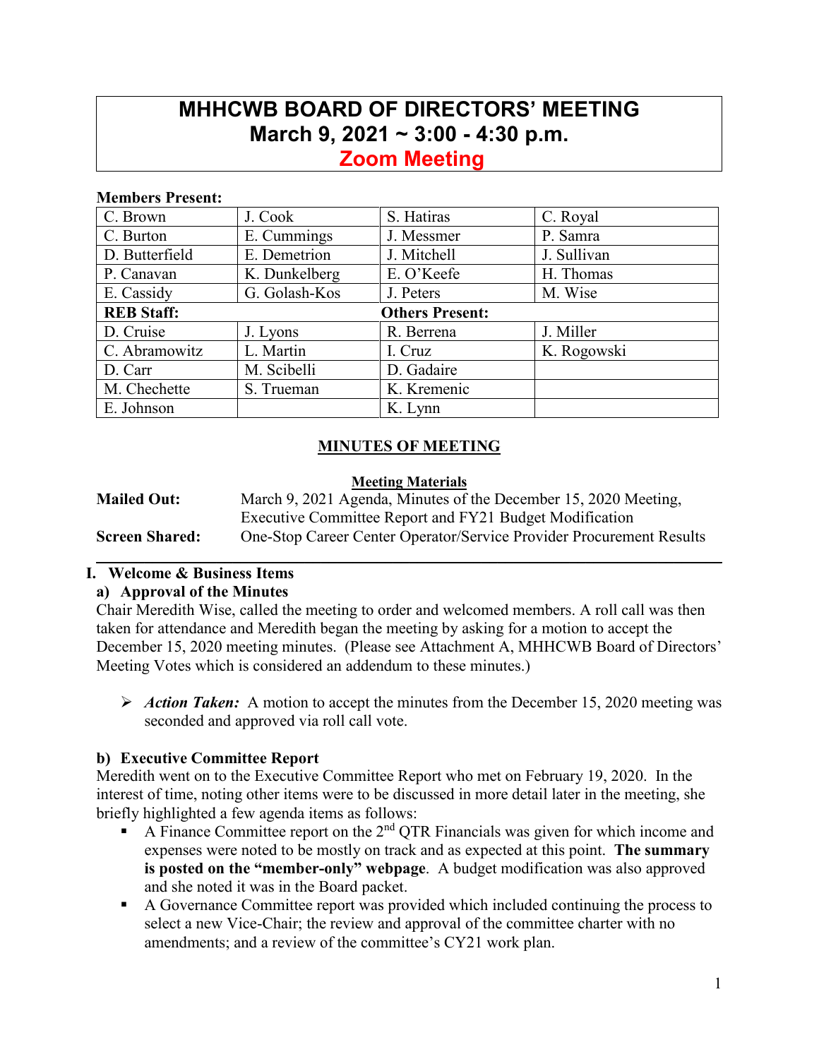# MHHCWB BOARD OF DIRECTORS' MEETING
## March 9, 2021 ~ 3:00 - 4:30 p.m.
## Zoom Meeting

**Members Present:**

| | | | |
|---|---|---|---|
| C. Brown | J. Cook | S. Hatiras | C. Royal |
| C. Burton | E. Cummings | J. Messmer | P. Samra |
| D. Butterfield | E. Demetrion | J. Mitchell | J. Sullivan |
| P. Canavan | K. Dunkelberg | E. O'Keefe | H. Thomas |
| E. Cassidy | G. Golash-Kos | J. Peters | M. Wise |
| **REB Staff:** | | **Others Present:** | |
| D. Cruise | J. Lyons | R. Berrena | J. Miller |
| C. Abramowitz | L. Martin | I. Cruz | K. Rogowski |
| D. Carr | M. Scibelli | D. Gadaire | |
| M. Chechette | S. Trueman | K. Kremenic | |
| E. Johnson | | K. Lynn | |

## MINUTES OF MEETING

**Meeting Materials**

**Mailed Out:** March 9, 2021 Agenda, Minutes of the December 15, 2020 Meeting, Executive Committee Report and FY21 Budget Modification

**Screen Shared:** One-Stop Career Center Operator/Service Provider Procurement Results

### I. Welcome & Business Items

**a) Approval of the Minutes**

Chair Meredith Wise, called the meeting to order and welcomed members. A roll call was then taken for attendance and Meredith began the meeting by asking for a motion to accept the December 15, 2020 meeting minutes. (Please see Attachment A, MHHCWB Board of Directors' Meeting Votes which is considered an addendum to these minutes.)

- ***Action Taken:*** A motion to accept the minutes from the December 15, 2020 meeting was seconded and approved via roll call vote.

**b) Executive Committee Report**

Meredith went on to the Executive Committee Report who met on February 19, 2020. In the interest of time, noting other items were to be discussed in more detail later in the meeting, she briefly highlighted a few agenda items as follows:

- A Finance Committee report on the 2nd QTR Financials was given for which income and expenses were noted to be mostly on track and as expected at this point. **The summary is posted on the "member-only" webpage**. A budget modification was also approved and she noted it was in the Board packet.
- A Governance Committee report was provided which included continuing the process to select a new Vice-Chair; the review and approval of the committee charter with no amendments; and a review of the committee's CY21 work plan.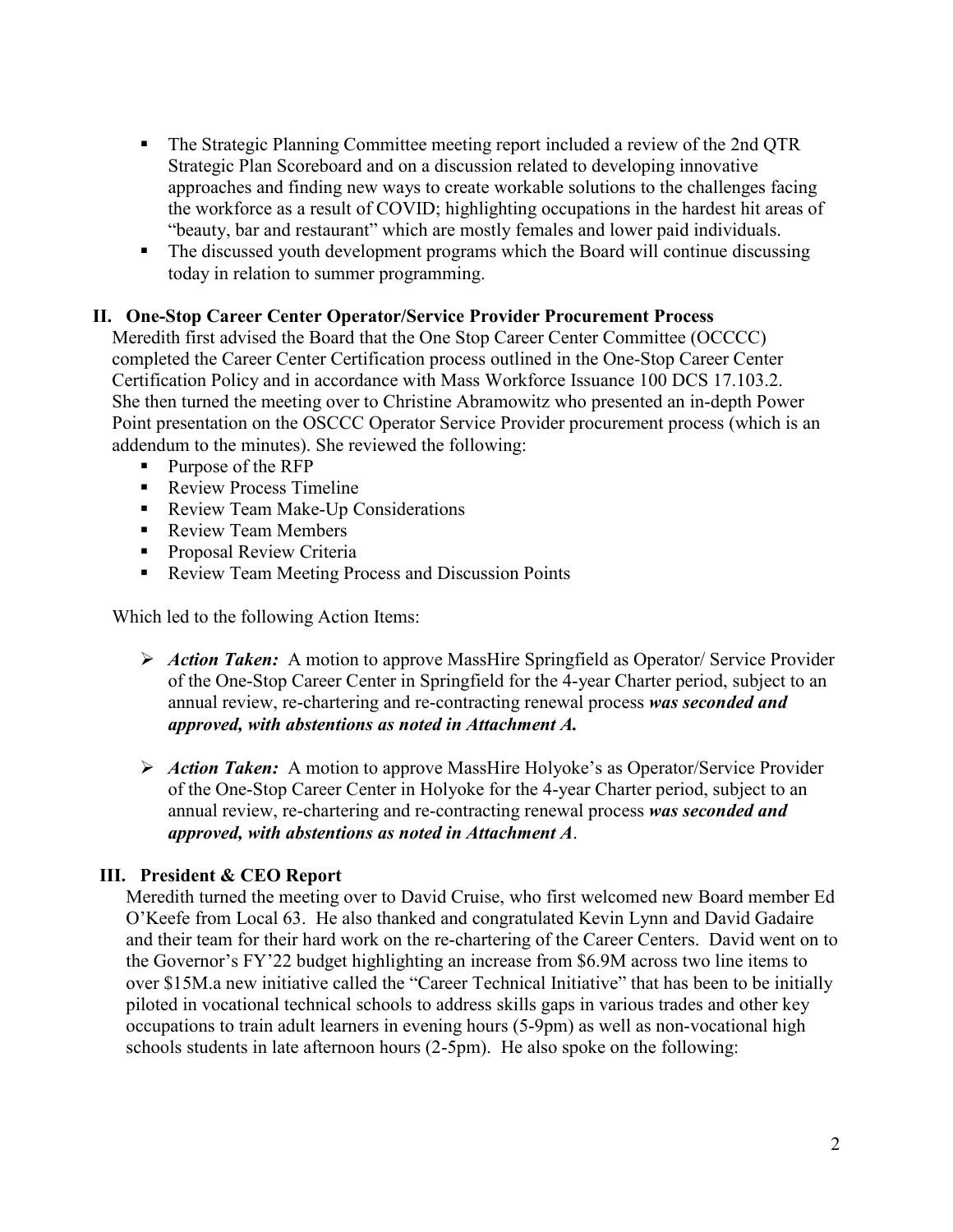- The Strategic Planning Committee meeting report included a review of the 2nd QTR Strategic Plan Scoreboard and on a discussion related to developing innovative approaches and finding new ways to create workable solutions to the challenges facing the workforce as a result of COVID; highlighting occupations in the hardest hit areas of "beauty, bar and restaurant" which are mostly females and lower paid individuals.
- The discussed youth development programs which the Board will continue discussing today in relation to summer programming.

## II. One-Stop Career Center Operator/Service Provider Procurement Process

Meredith first advised the Board that the One Stop Career Center Committee (OCCCC) completed the Career Center Certification process outlined in the One-Stop Career Center Certification Policy and in accordance with Mass Workforce Issuance 100 DCS 17.103.2. She then turned the meeting over to Christine Abramowitz who presented an in-depth Power Point presentation on the OSCCC Operator Service Provider procurement process (which is an addendum to the minutes). She reviewed the following:

- Purpose of the RFP
- Review Process Timeline
- Review Team Make-Up Considerations
- Review Team Members
- Proposal Review Criteria
- Review Team Meeting Process and Discussion Points

Which led to the following Action Items:

- ***Action Taken:*** A motion to approve MassHire Springfield as Operator/ Service Provider of the One-Stop Career Center in Springfield for the 4-year Charter period, subject to an annual review, re-chartering and re-contracting renewal process ***was seconded and approved, with abstentions as noted in Attachment A.***

- ***Action Taken:*** A motion to approve MassHire Holyoke's as Operator/Service Provider of the One-Stop Career Center in Holyoke for the 4-year Charter period, subject to an annual review, re-chartering and re-contracting renewal process ***was seconded and approved, with abstentions as noted in Attachment A***.

## III. President & CEO Report

Meredith turned the meeting over to David Cruise, who first welcomed new Board member Ed O'Keefe from Local 63. He also thanked and congratulated Kevin Lynn and David Gadaire and their team for their hard work on the re-chartering of the Career Centers. David went on to the Governor's FY'22 budget highlighting an increase from $6.9M across two line items to over $15M.a new initiative called the "Career Technical Initiative" that has been to be initially piloted in vocational technical schools to address skills gaps in various trades and other key occupations to train adult learners in evening hours (5-9pm) as well as non-vocational high schools students in late afternoon hours (2-5pm). He also spoke on the following: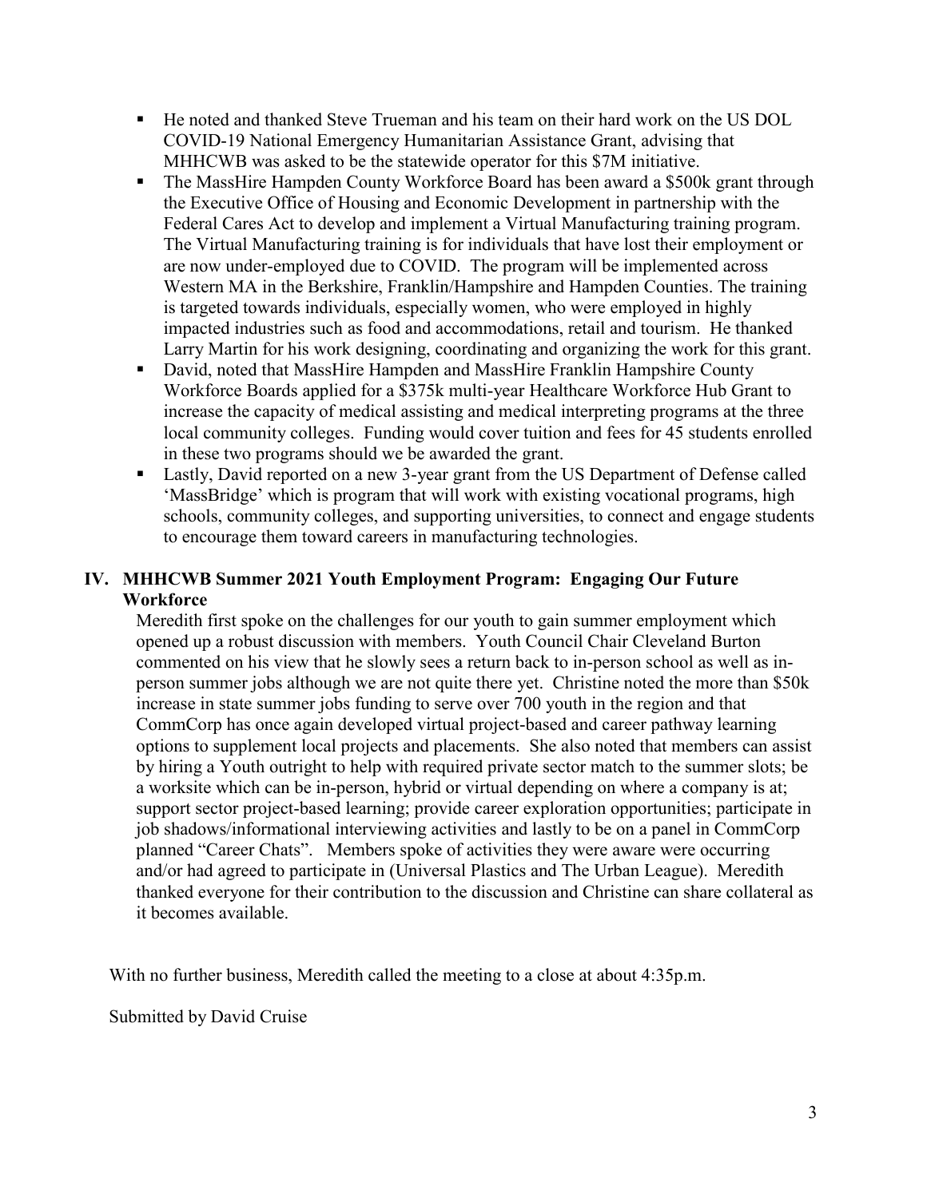- He noted and thanked Steve Trueman and his team on their hard work on the US DOL COVID-19 National Emergency Humanitarian Assistance Grant, advising that MHHCWB was asked to be the statewide operator for this $7M initiative.
- The MassHire Hampden County Workforce Board has been award a $500k grant through the Executive Office of Housing and Economic Development in partnership with the Federal Cares Act to develop and implement a Virtual Manufacturing training program. The Virtual Manufacturing training is for individuals that have lost their employment or are now under-employed due to COVID. The program will be implemented across Western MA in the Berkshire, Franklin/Hampshire and Hampden Counties. The training is targeted towards individuals, especially women, who were employed in highly impacted industries such as food and accommodations, retail and tourism. He thanked Larry Martin for his work designing, coordinating and organizing the work for this grant.
- David, noted that MassHire Hampden and MassHire Franklin Hampshire County Workforce Boards applied for a $375k multi-year Healthcare Workforce Hub Grant to increase the capacity of medical assisting and medical interpreting programs at the three local community colleges. Funding would cover tuition and fees for 45 students enrolled in these two programs should we be awarded the grant.
- Lastly, David reported on a new 3-year grant from the US Department of Defense called 'MassBridge' which is program that will work with existing vocational programs, high schools, community colleges, and supporting universities, to connect and engage students to encourage them toward careers in manufacturing technologies.

## IV. MHHCWB Summer 2021 Youth Employment Program: Engaging Our Future Workforce

Meredith first spoke on the challenges for our youth to gain summer employment which opened up a robust discussion with members. Youth Council Chair Cleveland Burton commented on his view that he slowly sees a return back to in-person school as well as in-person summer jobs although we are not quite there yet. Christine noted the more than $50k increase in state summer jobs funding to serve over 700 youth in the region and that CommCorp has once again developed virtual project-based and career pathway learning options to supplement local projects and placements. She also noted that members can assist by hiring a Youth outright to help with required private sector match to the summer slots; be a worksite which can be in-person, hybrid or virtual depending on where a company is at; support sector project-based learning; provide career exploration opportunities; participate in job shadows/informational interviewing activities and lastly to be on a panel in CommCorp planned "Career Chats". Members spoke of activities they were aware were occurring and/or had agreed to participate in (Universal Plastics and The Urban League). Meredith thanked everyone for their contribution to the discussion and Christine can share collateral as it becomes available.

With no further business, Meredith called the meeting to a close at about 4:35p.m.

Submitted by David Cruise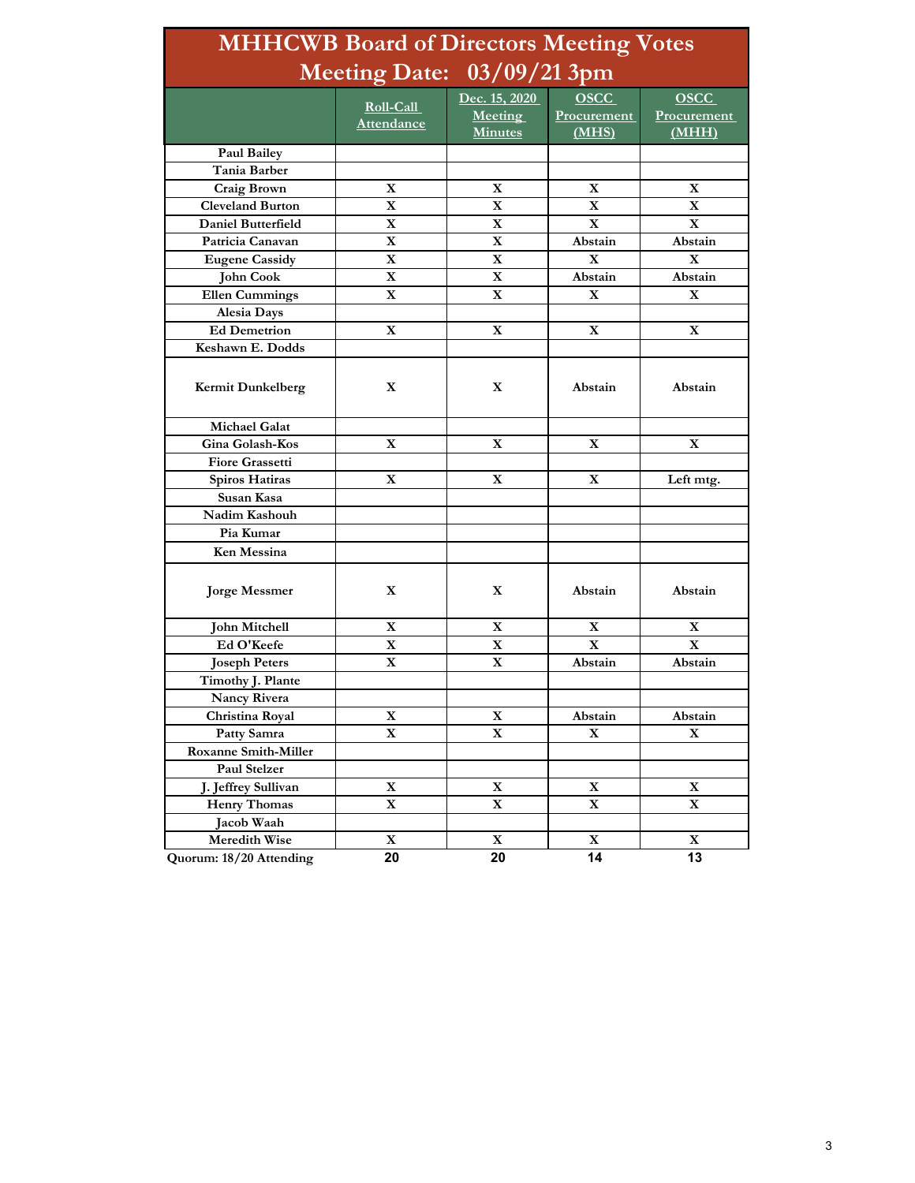# MHHCWB Board of Directors Meeting Votes

## Meeting Date: 03/09/21 3pm

| | Roll-Call Attendance | Dec. 15, 2020 Meeting Minutes | OSCC Procurement (MHS) | OSCC Procurement (MHH) |
|---|---|---|---|---|
| Paul Bailey | | | | |
| Tania Barber | | | | |
| Craig Brown | X | X | X | X |
| Cleveland Burton | X | X | X | X |
| Daniel Butterfield | X | X | X | X |
| Patricia Canavan | X | X | Abstain | Abstain |
| Eugene Cassidy | X | X | X | X |
| John Cook | X | X | Abstain | Abstain |
| Ellen Cummings | X | X | X | X |
| Alesia Days | | | | |
| Ed Demetrion | X | X | X | X |
| Keshawn E. Dodds | | | | |
| Kermit Dunkelberg | X | X | Abstain | Abstain |
| Michael Galat | | | | |
| Gina Golash-Kos | X | X | X | X |
| Fiore Grassetti | | | | |
| Spiros Hatiras | X | X | X | Left mtg. |
| Susan Kasa | | | | |
| Nadim Kashouh | | | | |
| Pia Kumar | | | | |
| Ken Messina | | | | |
| Jorge Messmer | X | X | Abstain | Abstain |
| John Mitchell | X | X | X | X |
| Ed O'Keefe | X | X | X | X |
| Joseph Peters | X | X | Abstain | Abstain |
| Timothy J. Plante | | | | |
| Nancy Rivera | | | | |
| Christina Royal | X | X | Abstain | Abstain |
| Patty Samra | X | X | X | X |
| Roxanne Smith-Miller | | | | |
| Paul Stelzer | | | | |
| J. Jeffrey Sullivan | X | X | X | X |
| Henry Thomas | X | X | X | X |
| Jacob Waah | | | | |
| Meredith Wise | X | X | X | X |
| Quorum: 18/20 Attending | 20 | 20 | 14 | 13 |